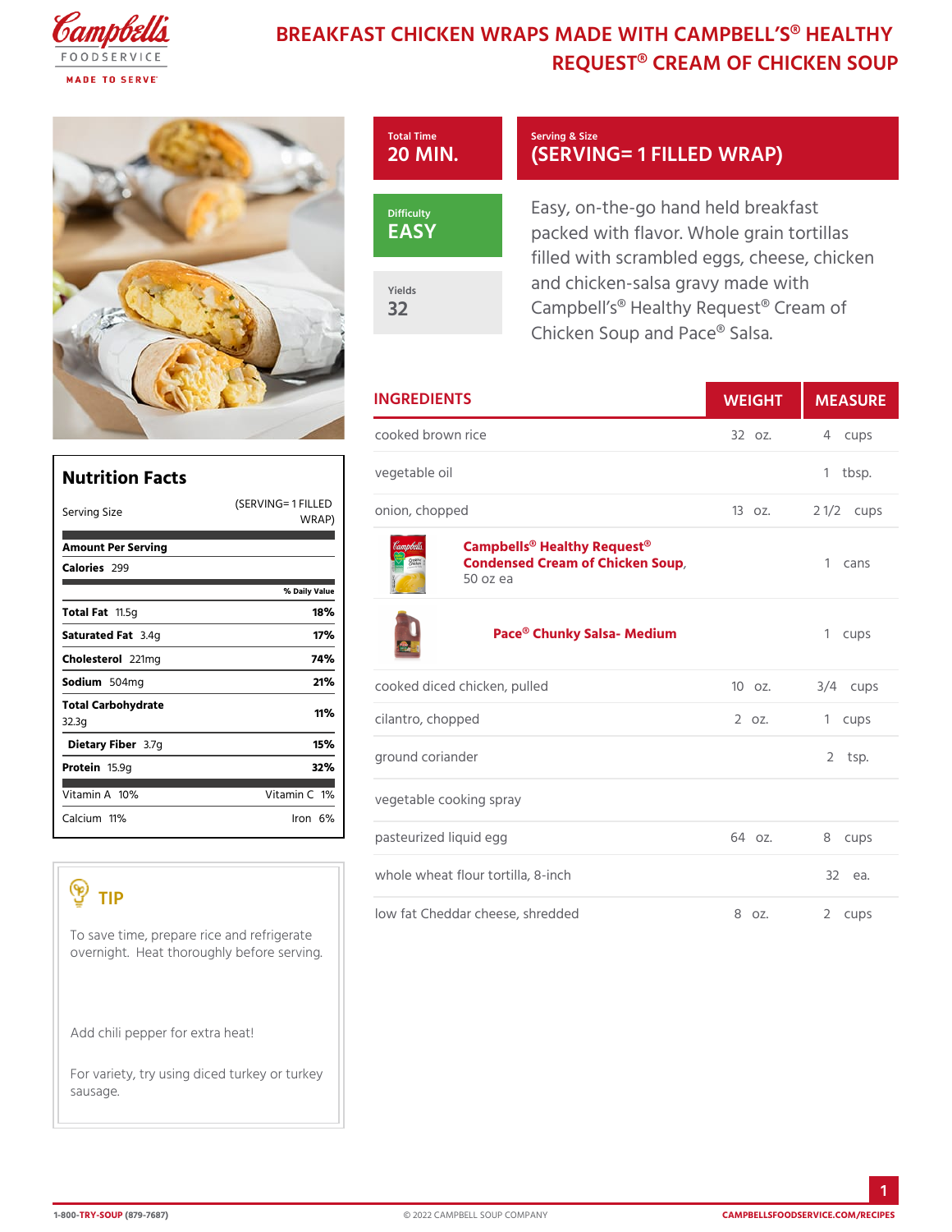# BREAKFAST CHICKEN WRAPS MADE WITH CAMPBELL'S® HEALTHY REQUEST® CREAM OF CHICKEN SOUP

**Total Time**
20 MIN.

**Serving & Size**
(SERVING= 1 FILLED WRAP)

**Difficulty**
EASY

**Yields**
32

Easy, on-the-go hand held breakfast packed with flavor. Whole grain tortillas filled with scrambled eggs, cheese, chicken and chicken-salsa gravy made with Campbell's® Healthy Request® Cream of Chicken Soup and Pace® Salsa.

## INGREDIENTS

| INGREDIENTS | WEIGHT | MEASURE |
|---|---|---|
| cooked brown rice | 32 oz. | 4 cups |
| vegetable oil | | 1 tbsp. |
| onion, chopped | 13 oz. | 2 1/2 cups |
| **Campbells® Healthy Request® Condensed Cream of Chicken Soup**, 50 oz ea | | 1 cans |
| **Pace® Chunky Salsa- Medium** | | 1 cups |
| cooked diced chicken, pulled | 10 oz. | 3/4 cups |
| cilantro, chopped | 2 oz. | 1 cups |
| ground coriander | | 2 tsp. |
| vegetable cooking spray | | |
| pasteurized liquid egg | 64 oz. | 8 cups |
| whole wheat flour tortilla, 8-inch | | 32 ea. |
| low fat Cheddar cheese, shredded | 8 oz. | 2 cups |

## Nutrition Facts

Serving Size (SERVING= 1 FILLED WRAP)

**Amount Per Serving**

**Calories** 299

| | % Daily Value |
|---|---|
| **Total Fat** 11.5g | **18%** |
| **Saturated Fat** 3.4g | **17%** |
| **Cholesterol** 221mg | **74%** |
| **Sodium** 504mg | **21%** |
| **Total Carbohydrate** 32.3g | **11%** |
| **Dietary Fiber** 3.7g | **15%** |
| **Protein** 15.9g | **32%** |
| Vitamin A 10% | Vitamin C 1% |
| Calcium 11% | Iron 6% |

## TIP

To save time, prepare rice and refrigerate overnight. Heat thoroughly before serving.

Add chili pepper for extra heat!

For variety, try using diced turkey or turkey sausage.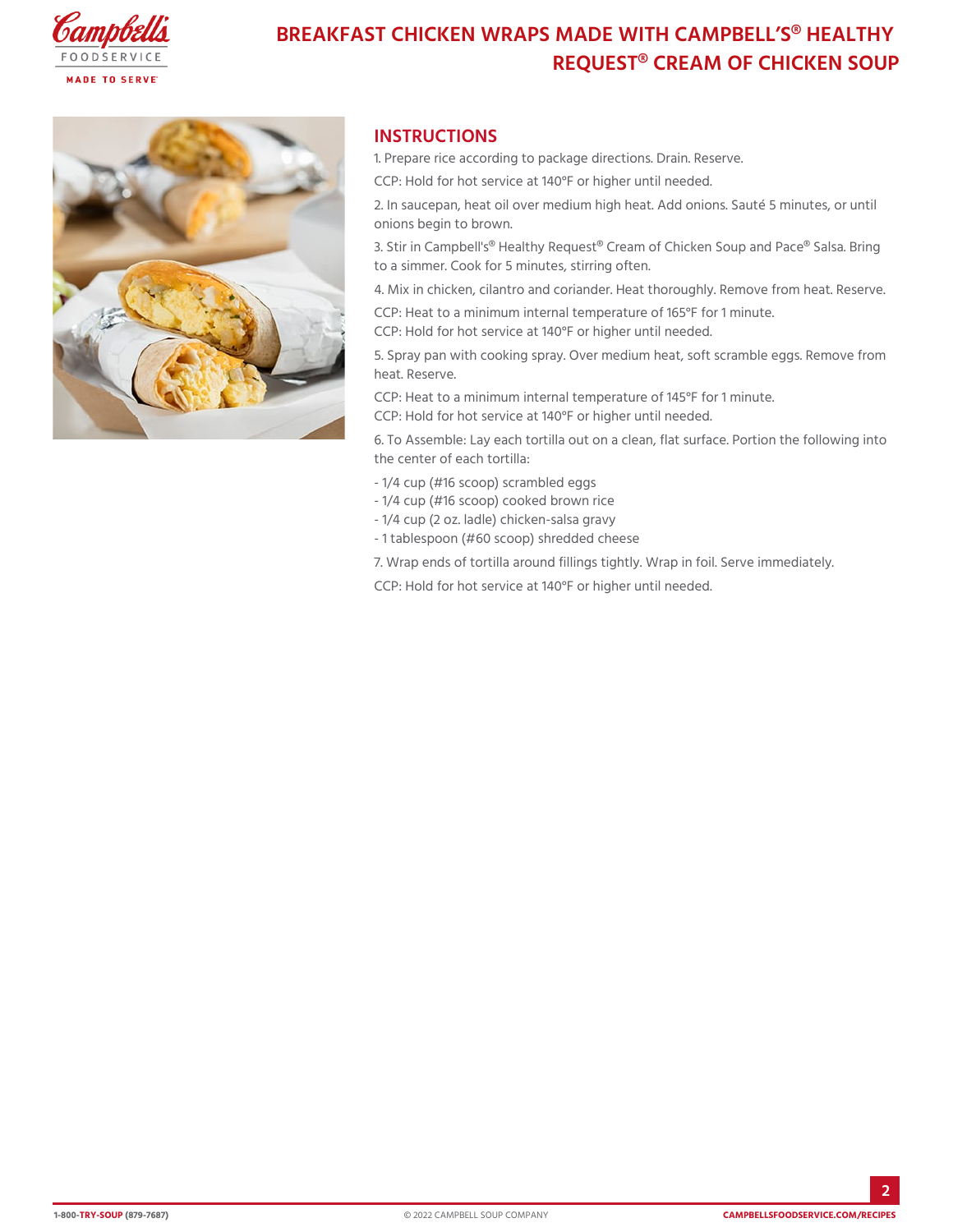# BREAKFAST CHICKEN WRAPS MADE WITH CAMPBELL'S® HEALTHY REQUEST® CREAM OF CHICKEN SOUP

## INSTRUCTIONS

1. Prepare rice according to package directions. Drain. Reserve.

CCP: Hold for hot service at 140°F or higher until needed.

2. In saucepan, heat oil over medium high heat. Add onions. Sauté 5 minutes, or until onions begin to brown.

3. Stir in Campbell's® Healthy Request® Cream of Chicken Soup and Pace® Salsa. Bring to a simmer. Cook for 5 minutes, stirring often.

4. Mix in chicken, cilantro and coriander. Heat thoroughly. Remove from heat. Reserve.

CCP: Heat to a minimum internal temperature of 165°F for 1 minute.
CCP: Hold for hot service at 140°F or higher until needed.

5. Spray pan with cooking spray. Over medium heat, soft scramble eggs. Remove from heat. Reserve.

CCP: Heat to a minimum internal temperature of 145°F for 1 minute.
CCP: Hold for hot service at 140°F or higher until needed.

6. To Assemble: Lay each tortilla out on a clean, flat surface. Portion the following into the center of each tortilla:

- 1/4 cup (#16 scoop) scrambled eggs
- 1/4 cup (#16 scoop) cooked brown rice
- 1/4 cup (2 oz. ladle) chicken-salsa gravy
- 1 tablespoon (#60 scoop) shredded cheese

7. Wrap ends of tortilla around fillings tightly. Wrap in foil. Serve immediately.

CCP: Hold for hot service at 140°F or higher until needed.